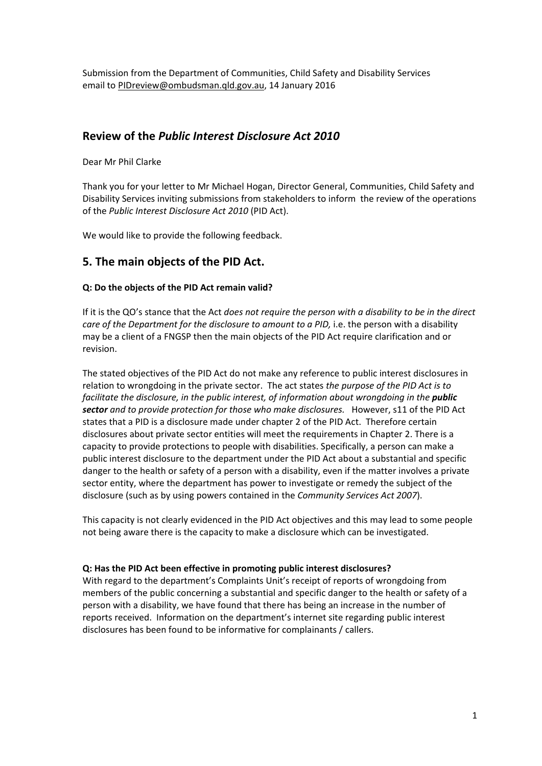Submission from the Department of Communities, Child Safety and Disability Services
email to PIDreview@ombudsman.qld.gov.au, 14 January 2016

## Review of the *Public Interest Disclosure Act 2010*

Dear Mr Phil Clarke

Thank you for your letter to Mr Michael Hogan, Director General, Communities, Child Safety and Disability Services inviting submissions from stakeholders to inform the review of the operations of the *Public Interest Disclosure Act 2010* (PID Act).

We would like to provide the following feedback.

## 5. The main objects of the PID Act.

**Q: Do the objects of the PID Act remain valid?**

If it is the QO's stance that the Act *does not require the person with a disability to be in the direct care of the Department for the disclosure to amount to a PID,* i.e. the person with a disability may be a client of a FNGSP then the main objects of the PID Act require clarification and or revision.

The stated objectives of the PID Act do not make any reference to public interest disclosures in relation to wrongdoing in the private sector. The act states *the purpose of the PID Act is to facilitate the disclosure, in the public interest, of information about wrongdoing in the* ***public sector*** *and to provide protection for those who make disclosures.* However, s11 of the PID Act states that a PID is a disclosure made under chapter 2 of the PID Act. Therefore certain disclosures about private sector entities will meet the requirements in Chapter 2. There is a capacity to provide protections to people with disabilities. Specifically, a person can make a public interest disclosure to the department under the PID Act about a substantial and specific danger to the health or safety of a person with a disability, even if the matter involves a private sector entity, where the department has power to investigate or remedy the subject of the disclosure (such as by using powers contained in the *Community Services Act 2007*).

This capacity is not clearly evidenced in the PID Act objectives and this may lead to some people not being aware there is the capacity to make a disclosure which can be investigated.

**Q: Has the PID Act been effective in promoting public interest disclosures?**

With regard to the department's Complaints Unit's receipt of reports of wrongdoing from members of the public concerning a substantial and specific danger to the health or safety of a person with a disability, we have found that there has being an increase in the number of reports received. Information on the department's internet site regarding public interest disclosures has been found to be informative for complainants / callers.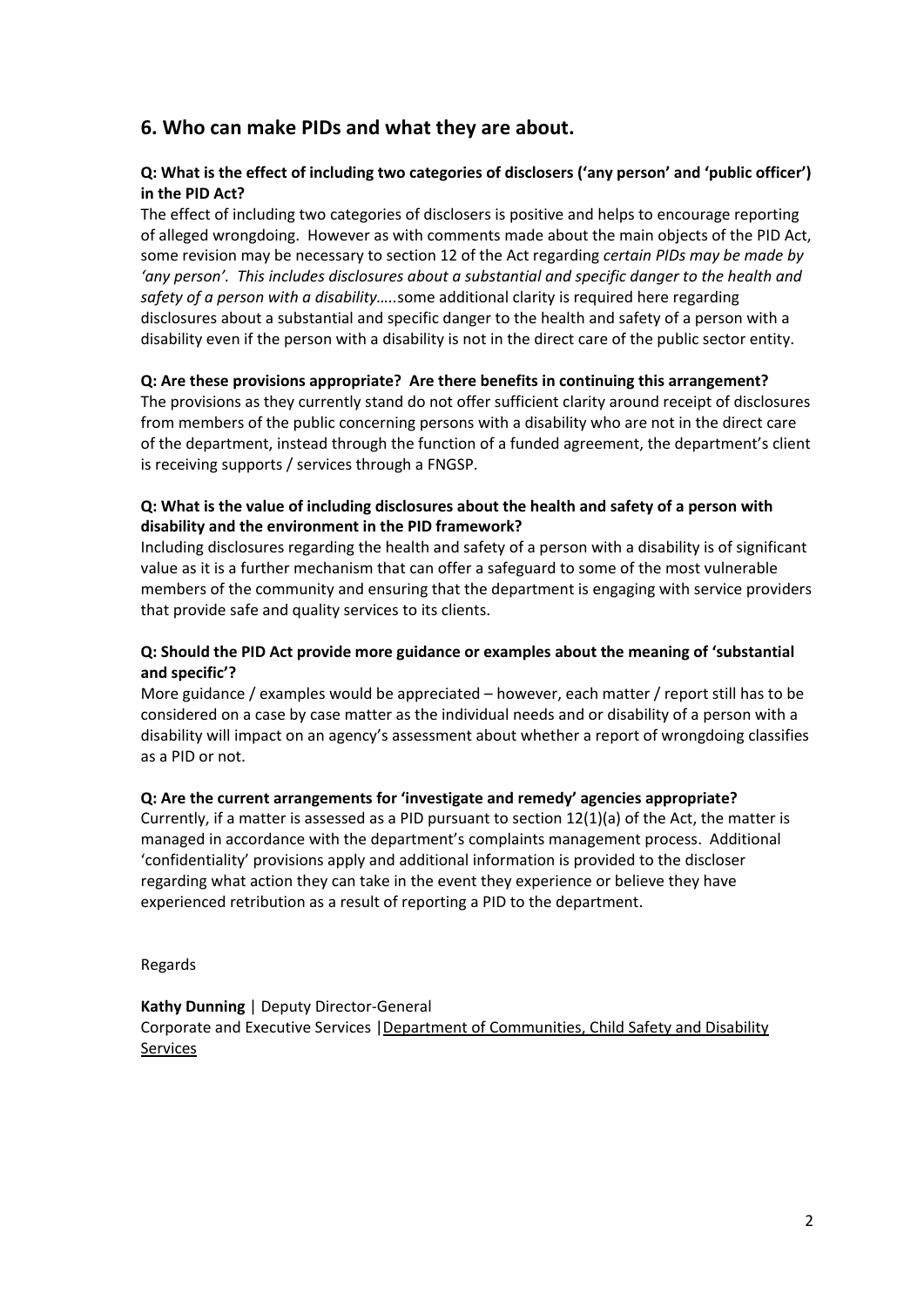## 6. Who can make PIDs and what they are about.

**Q: What is the effect of including two categories of disclosers ('any person' and 'public officer') in the PID Act?**

The effect of including two categories of disclosers is positive and helps to encourage reporting of alleged wrongdoing. However as with comments made about the main objects of the PID Act, some revision may be necessary to section 12 of the Act regarding *certain PIDs may be made by 'any person'. This includes disclosures about a substantial and specific danger to the health and safety of a person with a disability…..*some additional clarity is required here regarding disclosures about a substantial and specific danger to the health and safety of a person with a disability even if the person with a disability is not in the direct care of the public sector entity.

**Q: Are these provisions appropriate? Are there benefits in continuing this arrangement?**

The provisions as they currently stand do not offer sufficient clarity around receipt of disclosures from members of the public concerning persons with a disability who are not in the direct care of the department, instead through the function of a funded agreement, the department's client is receiving supports / services through a FNGSP.

**Q: What is the value of including disclosures about the health and safety of a person with disability and the environment in the PID framework?**

Including disclosures regarding the health and safety of a person with a disability is of significant value as it is a further mechanism that can offer a safeguard to some of the most vulnerable members of the community and ensuring that the department is engaging with service providers that provide safe and quality services to its clients.

**Q: Should the PID Act provide more guidance or examples about the meaning of 'substantial and specific'?**

More guidance / examples would be appreciated – however, each matter / report still has to be considered on a case by case matter as the individual needs and or disability of a person with a disability will impact on an agency's assessment about whether a report of wrongdoing classifies as a PID or not.

**Q: Are the current arrangements for 'investigate and remedy' agencies appropriate?**

Currently, if a matter is assessed as a PID pursuant to section 12(1)(a) of the Act, the matter is managed in accordance with the department's complaints management process. Additional 'confidentiality' provisions apply and additional information is provided to the discloser regarding what action they can take in the event they experience or believe they have experienced retribution as a result of reporting a PID to the department.

Regards

**Kathy Dunning** | Deputy Director-General
Corporate and Executive Services |Department of Communities, Child Safety and Disability Services